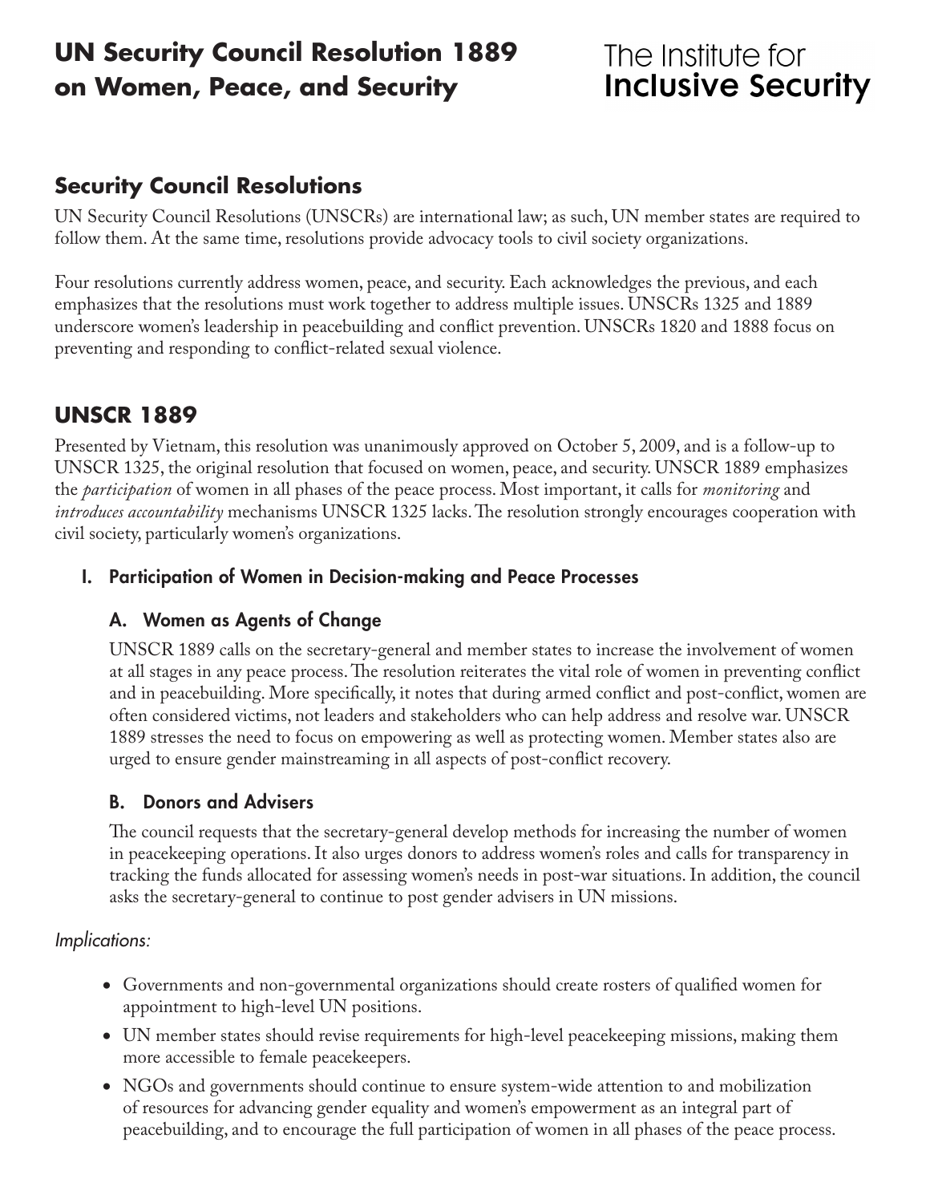# UN Security Council Resolution 1889 on Women, Peace, and Security

The Institute for **Inclusive Security**

## Security Council Resolutions

UN Security Council Resolutions (UNSCRs) are international law; as such, UN member states are required to follow them. At the same time, resolutions provide advocacy tools to civil society organizations.

Four resolutions currently address women, peace, and security. Each acknowledges the previous, and each emphasizes that the resolutions must work together to address multiple issues. UNSCRs 1325 and 1889 underscore women's leadership in peacebuilding and conflict prevention. UNSCRs 1820 and 1888 focus on preventing and responding to conflict-related sexual violence.

## UNSCR 1889

Presented by Vietnam, this resolution was unanimously approved on October 5, 2009, and is a follow-up to UNSCR 1325, the original resolution that focused on women, peace, and security. UNSCR 1889 emphasizes the *participation* of women in all phases of the peace process. Most important, it calls for *monitoring* and *introduces accountability* mechanisms UNSCR 1325 lacks. The resolution strongly encourages cooperation with civil society, particularly women's organizations.

### I. Participation of Women in Decision-making and Peace Processes

#### A. Women as Agents of Change

UNSCR 1889 calls on the secretary-general and member states to increase the involvement of women at all stages in any peace process. The resolution reiterates the vital role of women in preventing conflict and in peacebuilding. More specifically, it notes that during armed conflict and post-conflict, women are often considered victims, not leaders and stakeholders who can help address and resolve war. UNSCR 1889 stresses the need to focus on empowering as well as protecting women. Member states also are urged to ensure gender mainstreaming in all aspects of post-conflict recovery.

#### B. Donors and Advisers

The council requests that the secretary-general develop methods for increasing the number of women in peacekeeping operations. It also urges donors to address women's roles and calls for transparency in tracking the funds allocated for assessing women's needs in post-war situations. In addition, the council asks the secretary-general to continue to post gender advisers in UN missions.

*Implications:*

- Governments and non-governmental organizations should create rosters of qualified women for appointment to high-level UN positions.
- UN member states should revise requirements for high-level peacekeeping missions, making them more accessible to female peacekeepers.
- NGOs and governments should continue to ensure system-wide attention to and mobilization of resources for advancing gender equality and women's empowerment as an integral part of peacebuilding, and to encourage the full participation of women in all phases of the peace process.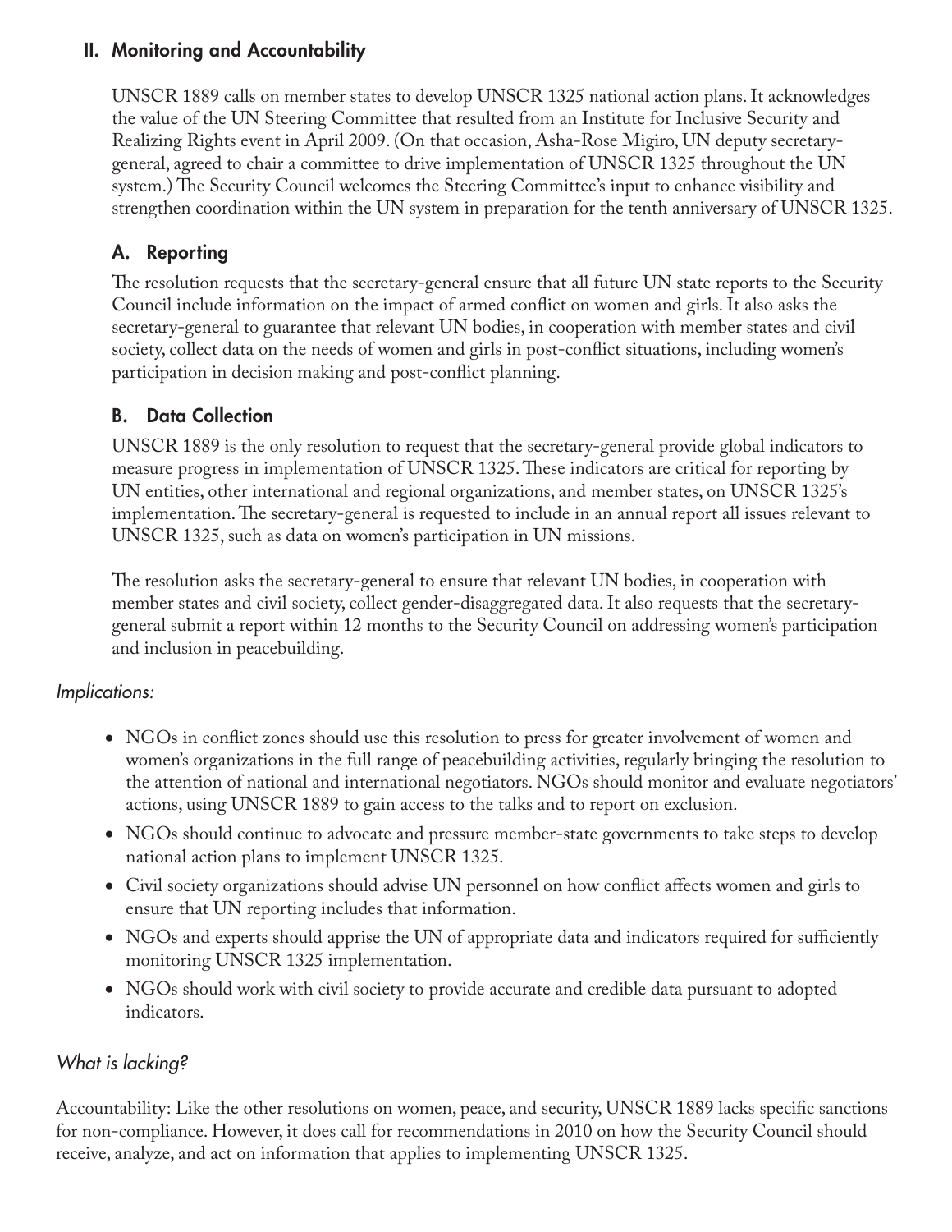## II. Monitoring and Accountability

UNSCR 1889 calls on member states to develop UNSCR 1325 national action plans. It acknowledges the value of the UN Steering Committee that resulted from an Institute for Inclusive Security and Realizing Rights event in April 2009. (On that occasion, Asha-Rose Migiro, UN deputy secretary-general, agreed to chair a committee to drive implementation of UNSCR 1325 throughout the UN system.) The Security Council welcomes the Steering Committee's input to enhance visibility and strengthen coordination within the UN system in preparation for the tenth anniversary of UNSCR 1325.

### A. Reporting

The resolution requests that the secretary-general ensure that all future UN state reports to the Security Council include information on the impact of armed conflict on women and girls. It also asks the secretary-general to guarantee that relevant UN bodies, in cooperation with member states and civil society, collect data on the needs of women and girls in post-conflict situations, including women's participation in decision making and post-conflict planning.

### B. Data Collection

UNSCR 1889 is the only resolution to request that the secretary-general provide global indicators to measure progress in implementation of UNSCR 1325. These indicators are critical for reporting by UN entities, other international and regional organizations, and member states, on UNSCR 1325's implementation. The secretary-general is requested to include in an annual report all issues relevant to UNSCR 1325, such as data on women's participation in UN missions.

The resolution asks the secretary-general to ensure that relevant UN bodies, in cooperation with member states and civil society, collect gender-disaggregated data. It also requests that the secretary-general submit a report within 12 months to the Security Council on addressing women's participation and inclusion in peacebuilding.

*Implications:*

- NGOs in conflict zones should use this resolution to press for greater involvement of women and women's organizations in the full range of peacebuilding activities, regularly bringing the resolution to the attention of national and international negotiators. NGOs should monitor and evaluate negotiators' actions, using UNSCR 1889 to gain access to the talks and to report on exclusion.
- NGOs should continue to advocate and pressure member-state governments to take steps to develop national action plans to implement UNSCR 1325.
- Civil society organizations should advise UN personnel on how conflict affects women and girls to ensure that UN reporting includes that information.
- NGOs and experts should apprise the UN of appropriate data and indicators required for sufficiently monitoring UNSCR 1325 implementation.
- NGOs should work with civil society to provide accurate and credible data pursuant to adopted indicators.

*What is lacking?*

Accountability: Like the other resolutions on women, peace, and security, UNSCR 1889 lacks specific sanctions for non-compliance. However, it does call for recommendations in 2010 on how the Security Council should receive, analyze, and act on information that applies to implementing UNSCR 1325.